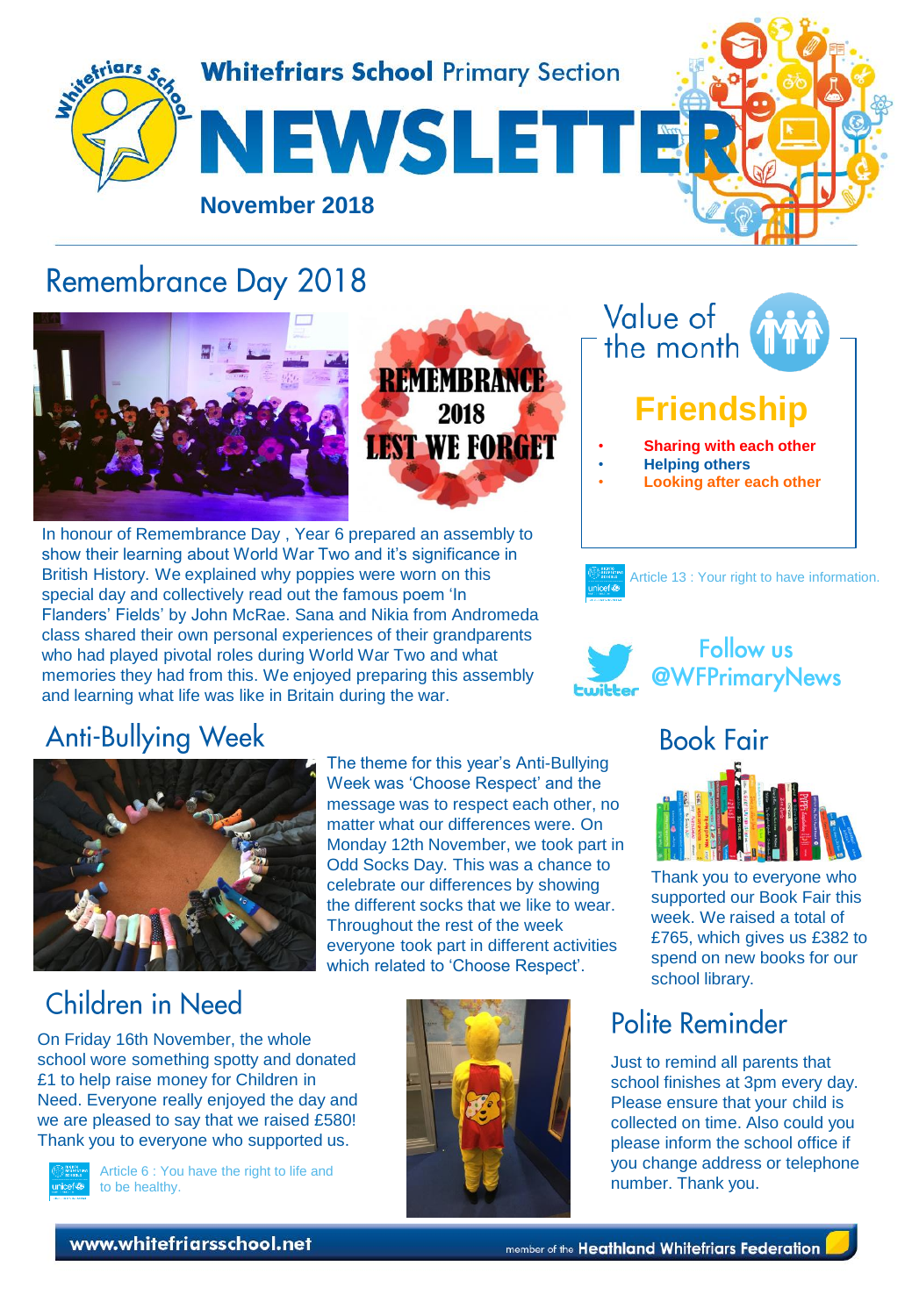# Whitefriars School Primary Section

# NEWSLETTER

**November 2018**

## Remembrance Day 2018

REMEMBRANCE 2018 LEST WE FORGET

In honour of Remembrance Day , Year 6 prepared an assembly to show their learning about World War Two and it's significance in British History. We explained why poppies were worn on this special day and collectively read out the famous poem 'In Flanders' Fields' by John McRae. Sana and Nikia from Andromeda class shared their own personal experiences of their grandparents who had played pivotal roles during World War Two and what memories they had from this. We enjoyed preparing this assembly and learning what life was like in Britain during the war.

## Value of the month

### Friendship

- **Sharing with each other**
- **Helping others**
- **Looking after each other**

Article 13 : Your right to have information.

Follow us @WFPrimaryNews

## Anti-Bullying Week

The theme for this year's Anti-Bullying Week was 'Choose Respect' and the message was to respect each other, no matter what our differences were. On Monday 12th November, we took part in Odd Socks Day. This was a chance to celebrate our differences by showing the different socks that we like to wear. Throughout the rest of the week everyone took part in different activities which related to 'Choose Respect'.

## Book Fair

Thank you to everyone who supported our Book Fair this week. We raised a total of £765, which gives us £382 to spend on new books for our school library.

## Children in Need

On Friday 16th November, the whole school wore something spotty and donated £1 to help raise money for Children in Need. Everyone really enjoyed the day and we are pleased to say that we raised £580! Thank you to everyone who supported us.

Article 6 : You have the right to life and to be healthy.

## Polite Reminder

Just to remind all parents that school finishes at 3pm every day. Please ensure that your child is collected on time. Also could you please inform the school office if you change address or telephone number. Thank you.

www.whitefriarsschool.net

member of the Heathland Whitefriars Federation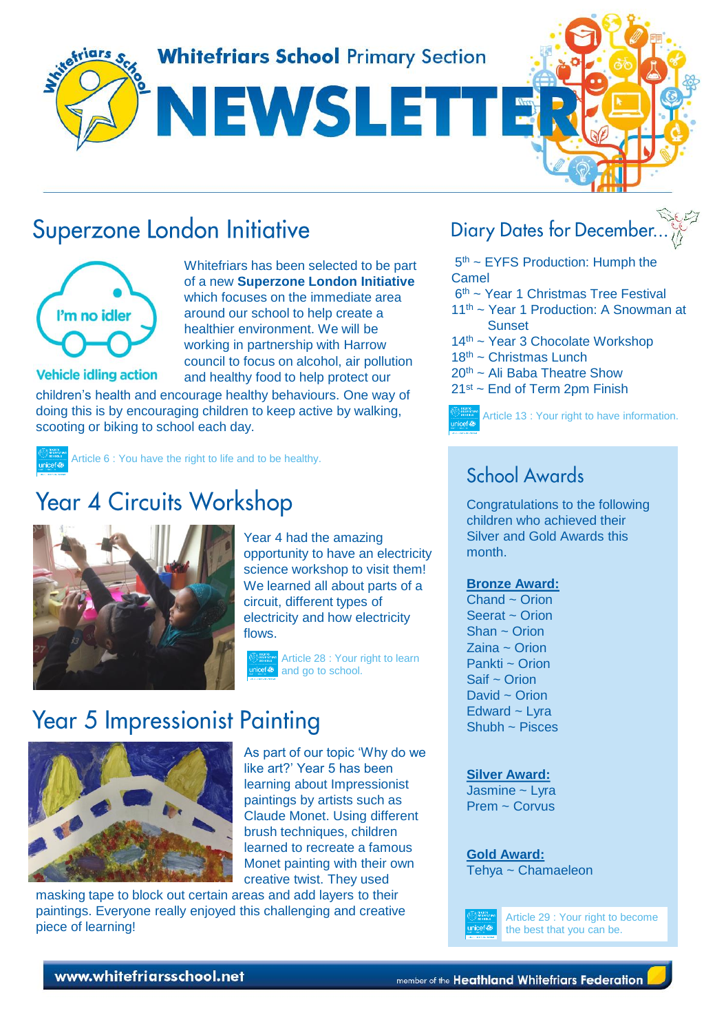# Whitefriars School Primary Section NEWSLETTER

## Superzone London Initiative

I'm no idler

Vehicle idling action

Whitefriars has been selected to be part of a new **Superzone London Initiative** which focuses on the immediate area around our school to help create a healthier environment. We will be working in partnership with Harrow council to focus on alcohol, air pollution and healthy food to help protect our children's health and encourage healthy behaviours. One way of doing this is by encouraging children to keep active by walking, scooting or biking to school each day.

Article 6 : You have the right to life and to be healthy.

## Year 4 Circuits Workshop

Year 4 had the amazing opportunity to have an electricity science workshop to visit them! We learned all about parts of a circuit, different types of electricity and how electricity flows.

Article 28 : Your right to learn and go to school.

## Year 5 Impressionist Painting

As part of our topic 'Why do we like art?' Year 5 has been learning about Impressionist paintings by artists such as Claude Monet. Using different brush techniques, children learned to recreate a famous Monet painting with their own creative twist. They used masking tape to block out certain areas and add layers to their paintings. Everyone really enjoyed this challenging and creative piece of learning!

## Diary Dates for December…

- 5th ~ EYFS Production: Humph the Camel
- 6th ~ Year 1 Christmas Tree Festival
- 11th ~ Year 1 Production: A Snowman at Sunset
- 14th ~ Year 3 Chocolate Workshop
- 18th ~ Christmas Lunch
- 20th ~ Ali Baba Theatre Show
- 21st ~ End of Term 2pm Finish

Article 13 : Your right to have information.

## School Awards

Congratulations to the following children who achieved their Silver and Gold Awards this month.

**Bronze Award:**

Chand ~ Orion
Seerat ~ Orion
Shan ~ Orion
Zaina ~ Orion
Pankti ~ Orion
Saif ~ Orion
David ~ Orion
Edward ~ Lyra
Shubh ~ Pisces

**Silver Award:**

Jasmine ~ Lyra
Prem ~ Corvus

**Gold Award:**

Tehya ~ Chamaeleon

Article 29 : Your right to become the best that you can be.

www.whitefriarsschool.net member of the Heathland Whitefriars Federation